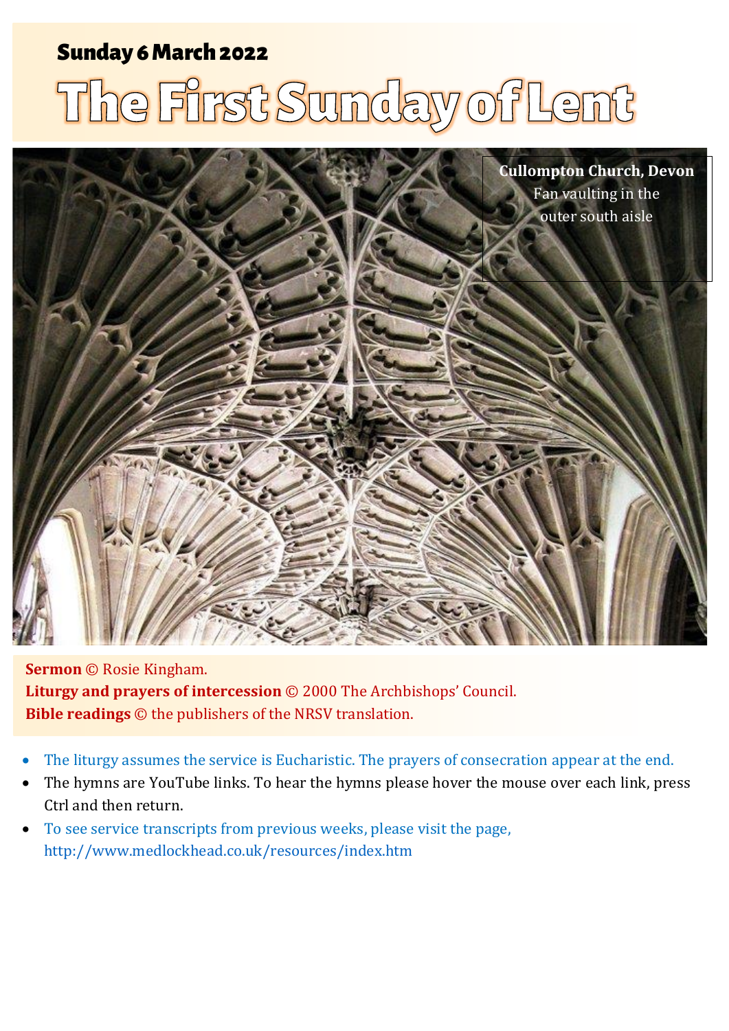**Sunday 6 March 2022**

# The First Sunday of Lent

**Cullompton Church, Devon**
Fan vaulting in the outer south aisle

**Sermon** © Rosie Kingham.
**Liturgy and prayers of intercession** © 2000 The Archbishops' Council.
**Bible readings** © the publishers of the NRSV translation.

- The liturgy assumes the service is Eucharistic. The prayers of consecration appear at the end.
- The hymns are YouTube links. To hear the hymns please hover the mouse over each link, press Ctrl and then return.
- To see service transcripts from previous weeks, please visit the page, http://www.medlockhead.co.uk/resources/index.htm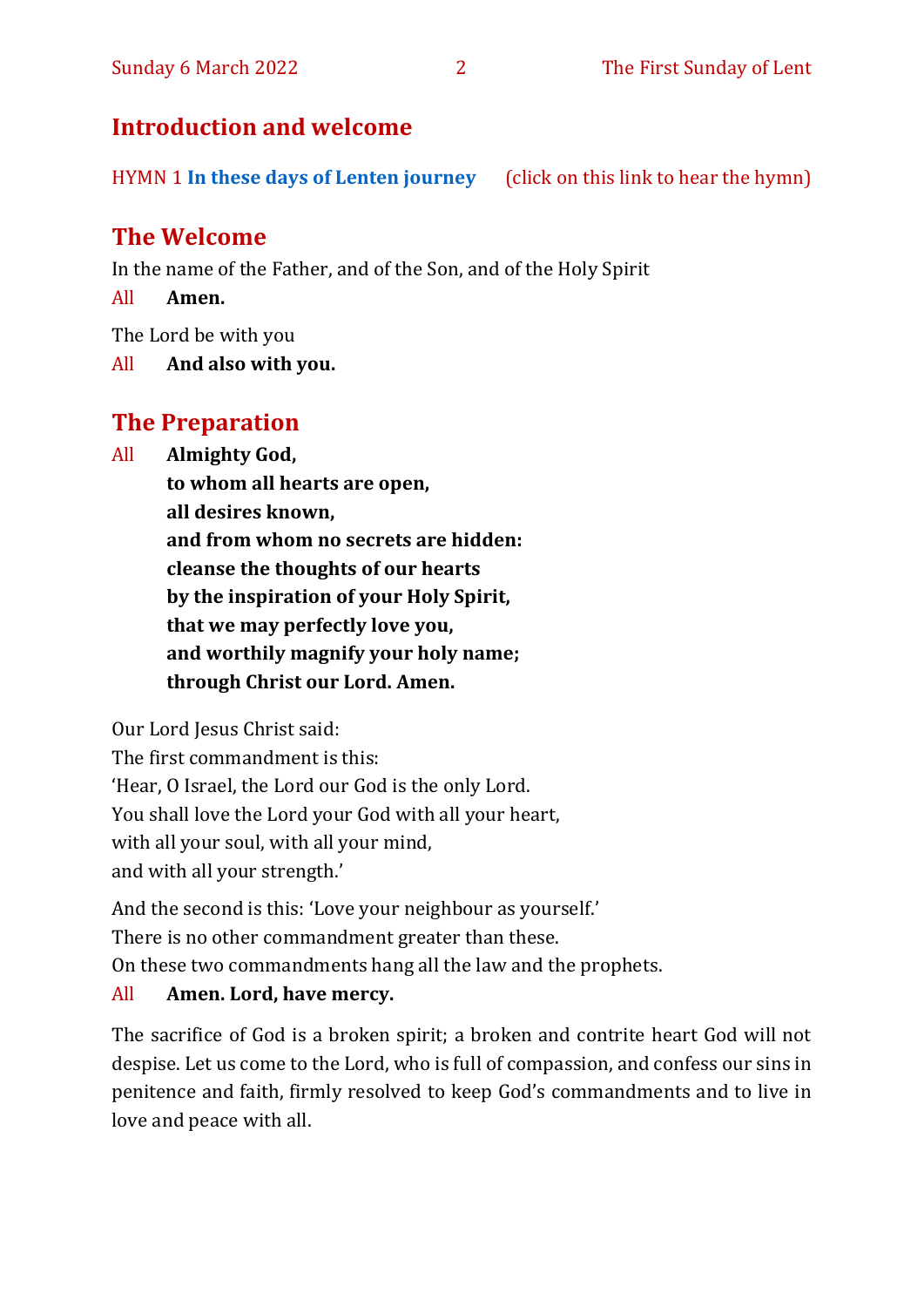## Introduction and welcome

HYMN 1 **In these days of Lenten journey** (click on this link to hear the hymn)

## The Welcome

In the name of the Father, and of the Son, and of the Holy Spirit

All **Amen.**

The Lord be with you

All **And also with you.**

## The Preparation

All **Almighty God,**
**to whom all hearts are open,**
**all desires known,**
**and from whom no secrets are hidden:**
**cleanse the thoughts of our hearts**
**by the inspiration of your Holy Spirit,**
**that we may perfectly love you,**
**and worthily magnify your holy name;**
**through Christ our Lord. Amen.**

Our Lord Jesus Christ said:
The first commandment is this:
'Hear, O Israel, the Lord our God is the only Lord.
You shall love the Lord your God with all your heart,
with all your soul, with all your mind,
and with all your strength.'

And the second is this: 'Love your neighbour as yourself.'
There is no other commandment greater than these.
On these two commandments hang all the law and the prophets.

All **Amen. Lord, have mercy.**

The sacrifice of God is a broken spirit; a broken and contrite heart God will not despise. Let us come to the Lord, who is full of compassion, and confess our sins in penitence and faith, firmly resolved to keep God's commandments and to live in love and peace with all.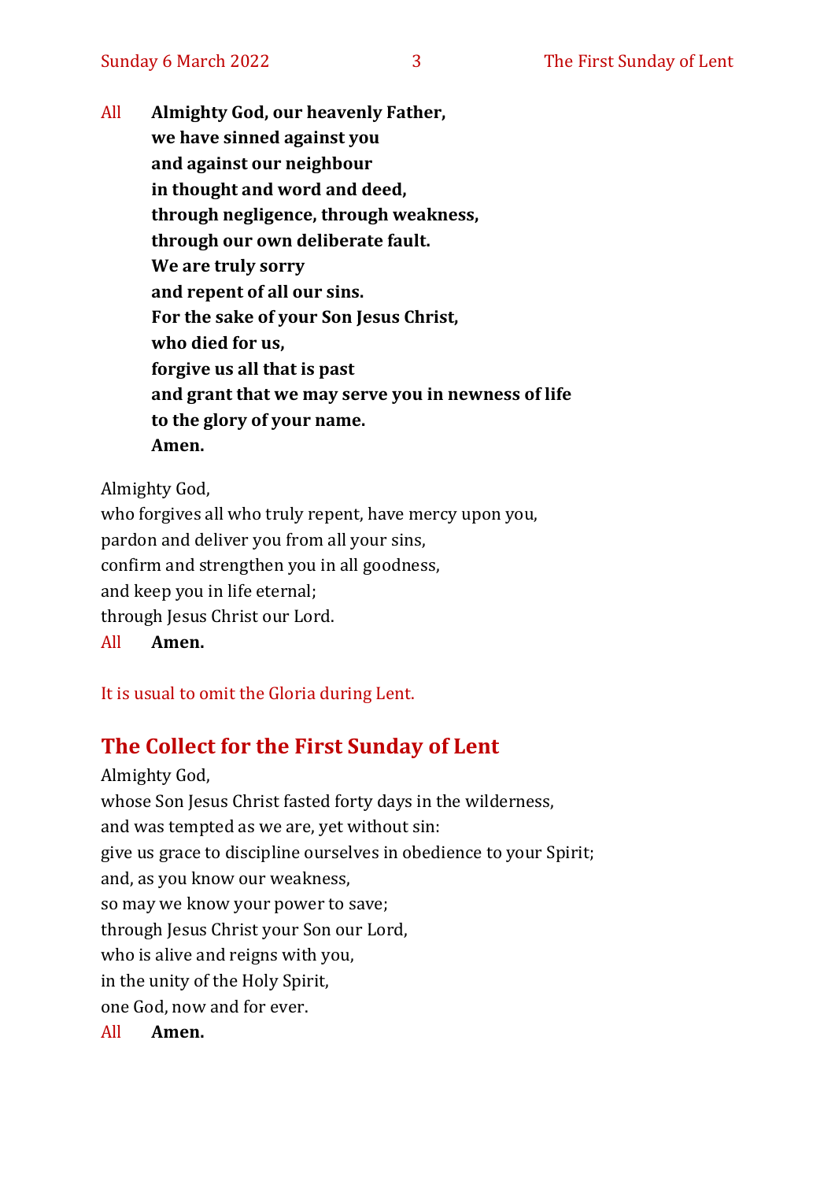All **Almighty God, our heavenly Father,**
**we have sinned against you**
**and against our neighbour**
**in thought and word and deed,**
**through negligence, through weakness,**
**through our own deliberate fault.**
**We are truly sorry**
**and repent of all our sins.**
**For the sake of your Son Jesus Christ,**
**who died for us,**
**forgive us all that is past**
**and grant that we may serve you in newness of life**
**to the glory of your name.**
**Amen.**

Almighty God,
who forgives all who truly repent, have mercy upon you,
pardon and deliver you from all your sins,
confirm and strengthen you in all goodness,
and keep you in life eternal;
through Jesus Christ our Lord.

All **Amen.**

It is usual to omit the Gloria during Lent.

## The Collect for the First Sunday of Lent

Almighty God,
whose Son Jesus Christ fasted forty days in the wilderness,
and was tempted as we are, yet without sin:
give us grace to discipline ourselves in obedience to your Spirit;
and, as you know our weakness,
so may we know your power to save;
through Jesus Christ your Son our Lord,
who is alive and reigns with you,
in the unity of the Holy Spirit,
one God, now and for ever.

All **Amen.**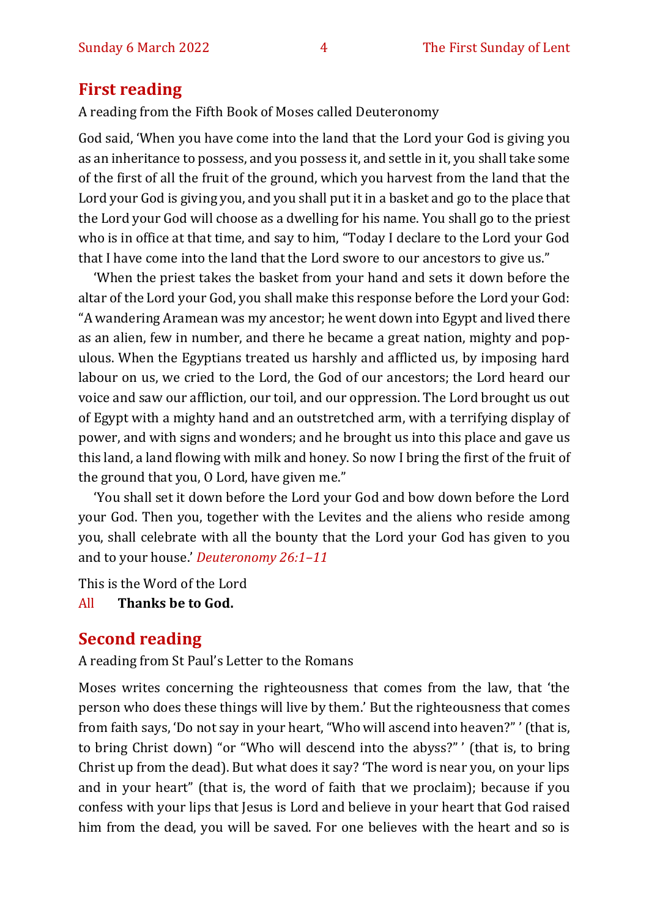## First reading

A reading from the Fifth Book of Moses called Deuteronomy

God said, 'When you have come into the land that the Lord your God is giving you as an inheritance to possess, and you possess it, and settle in it, you shall take some of the first of all the fruit of the ground, which you harvest from the land that the Lord your God is giving you, and you shall put it in a basket and go to the place that the Lord your God will choose as a dwelling for his name. You shall go to the priest who is in office at that time, and say to him, "Today I declare to the Lord your God that I have come into the land that the Lord swore to our ancestors to give us."

'When the priest takes the basket from your hand and sets it down before the altar of the Lord your God, you shall make this response before the Lord your God: "A wandering Aramean was my ancestor; he went down into Egypt and lived there as an alien, few in number, and there he became a great nation, mighty and populous. When the Egyptians treated us harshly and afflicted us, by imposing hard labour on us, we cried to the Lord, the God of our ancestors; the Lord heard our voice and saw our affliction, our toil, and our oppression. The Lord brought us out of Egypt with a mighty hand and an outstretched arm, with a terrifying display of power, and with signs and wonders; and he brought us into this place and gave us this land, a land flowing with milk and honey. So now I bring the first of the fruit of the ground that you, O Lord, have given me."

'You shall set it down before the Lord your God and bow down before the Lord your God. Then you, together with the Levites and the aliens who reside among you, shall celebrate with all the bounty that the Lord your God has given to you and to your house.' *Deuteronomy 26:1–11*

This is the Word of the Lord

All **Thanks be to God.**

## Second reading

A reading from St Paul's Letter to the Romans

Moses writes concerning the righteousness that comes from the law, that 'the person who does these things will live by them.' But the righteousness that comes from faith says, 'Do not say in your heart, "Who will ascend into heaven?" ' (that is, to bring Christ down) "or "Who will descend into the abyss?" ' (that is, to bring Christ up from the dead). But what does it say? 'The word is near you, on your lips and in your heart" (that is, the word of faith that we proclaim); because if you confess with your lips that Jesus is Lord and believe in your heart that God raised him from the dead, you will be saved. For one believes with the heart and so is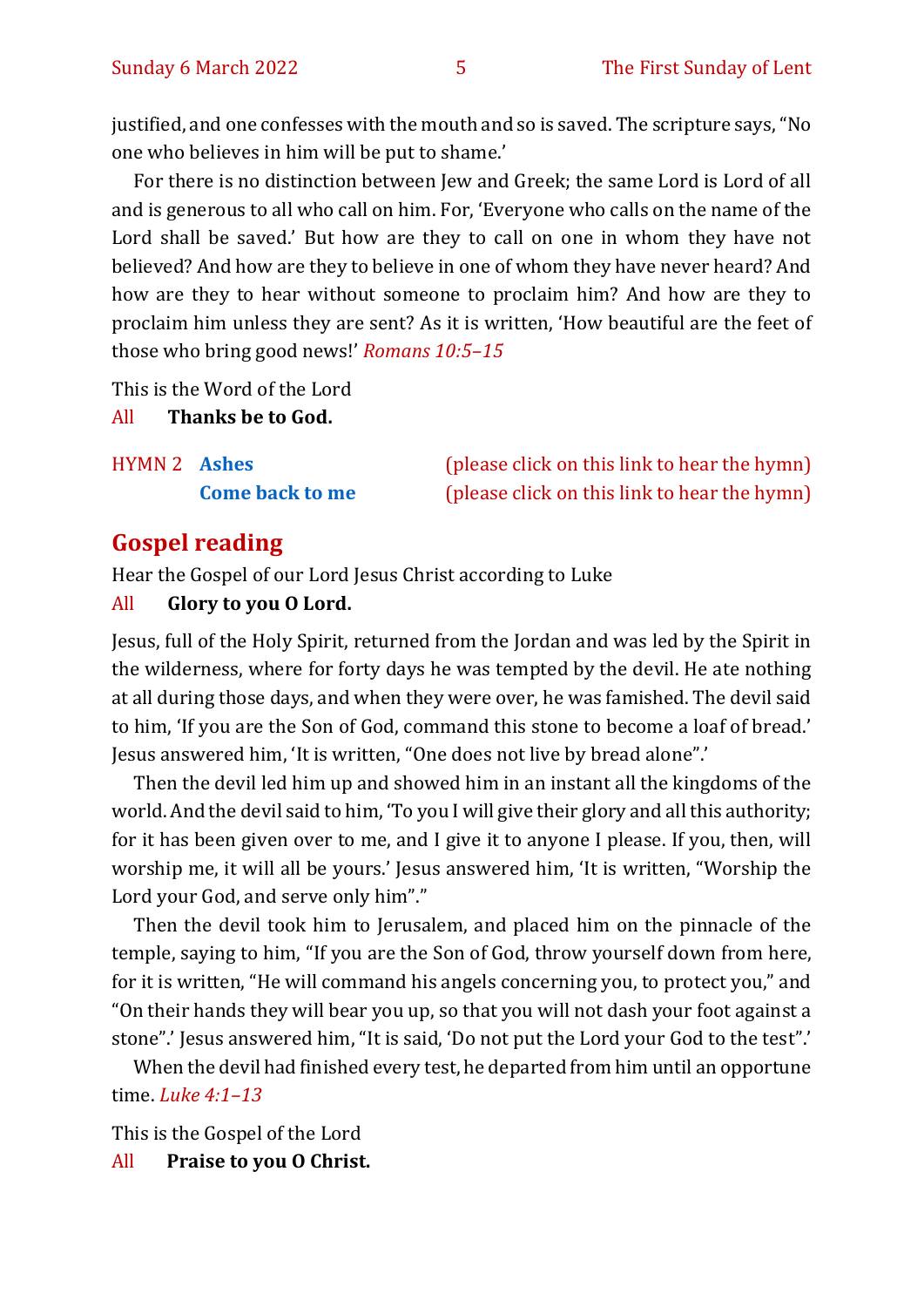justified, and one confesses with the mouth and so is saved. The scripture says, "No one who believes in him will be put to shame.'

For there is no distinction between Jew and Greek; the same Lord is Lord of all and is generous to all who call on him. For, 'Everyone who calls on the name of the Lord shall be saved.' But how are they to call on one in whom they have not believed? And how are they to believe in one of whom they have never heard? And how are they to hear without someone to proclaim him? And how are they to proclaim him unless they are sent? As it is written, 'How beautiful are the feet of those who bring good news!' *Romans 10:5–15*

This is the Word of the Lord

All **Thanks be to God.**

HYMN 2 **Ashes** (please click on this link to hear the hymn)

**Come back to me** (please click on this link to hear the hymn)

## Gospel reading

Hear the Gospel of our Lord Jesus Christ according to Luke

All **Glory to you O Lord.**

Jesus, full of the Holy Spirit, returned from the Jordan and was led by the Spirit in the wilderness, where for forty days he was tempted by the devil. He ate nothing at all during those days, and when they were over, he was famished. The devil said to him, 'If you are the Son of God, command this stone to become a loaf of bread.' Jesus answered him, 'It is written, "One does not live by bread alone".'

Then the devil led him up and showed him in an instant all the kingdoms of the world. And the devil said to him, 'To you I will give their glory and all this authority; for it has been given over to me, and I give it to anyone I please. If you, then, will worship me, it will all be yours.' Jesus answered him, 'It is written, "Worship the Lord your God, and serve only him"."

Then the devil took him to Jerusalem, and placed him on the pinnacle of the temple, saying to him, "If you are the Son of God, throw yourself down from here, for it is written, "He will command his angels concerning you, to protect you," and "On their hands they will bear you up, so that you will not dash your foot against a stone".' Jesus answered him, "It is said, 'Do not put the Lord your God to the test".'

When the devil had finished every test, he departed from him until an opportune time. *Luke 4:1–13*

This is the Gospel of the Lord

All **Praise to you O Christ.**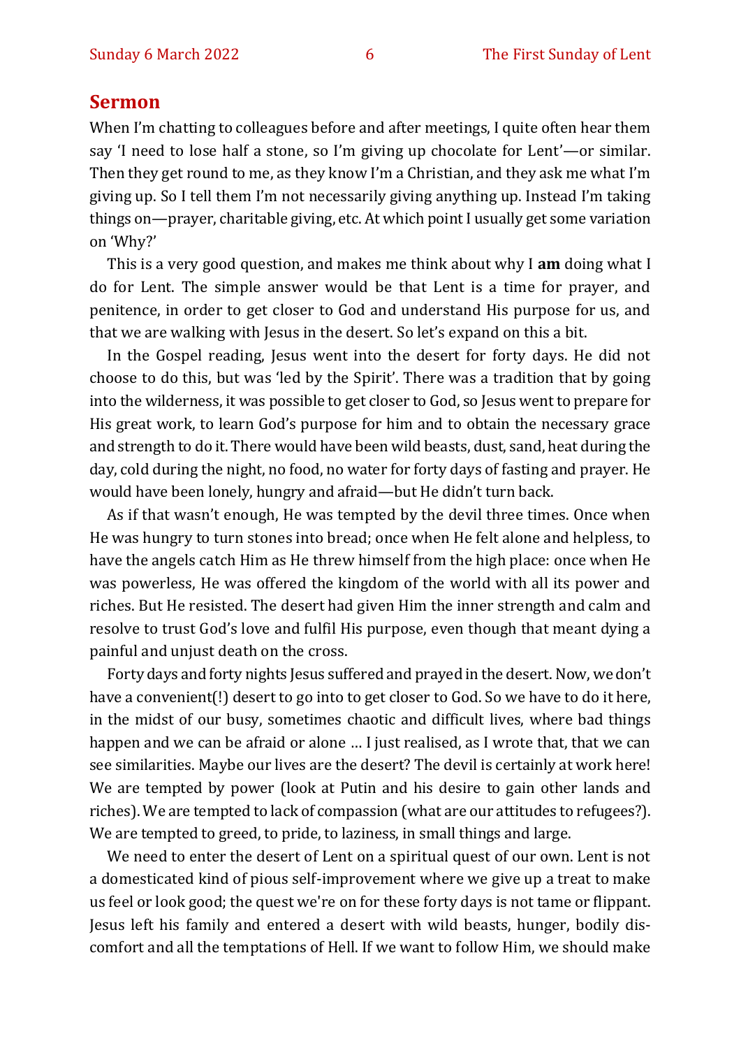## Sermon

When I'm chatting to colleagues before and after meetings, I quite often hear them say 'I need to lose half a stone, so I'm giving up chocolate for Lent'—or similar. Then they get round to me, as they know I'm a Christian, and they ask me what I'm giving up. So I tell them I'm not necessarily giving anything up. Instead I'm taking things on—prayer, charitable giving, etc. At which point I usually get some variation on 'Why?'

This is a very good question, and makes me think about why I **am** doing what I do for Lent. The simple answer would be that Lent is a time for prayer, and penitence, in order to get closer to God and understand His purpose for us, and that we are walking with Jesus in the desert. So let's expand on this a bit.

In the Gospel reading, Jesus went into the desert for forty days. He did not choose to do this, but was 'led by the Spirit'. There was a tradition that by going into the wilderness, it was possible to get closer to God, so Jesus went to prepare for His great work, to learn God's purpose for him and to obtain the necessary grace and strength to do it. There would have been wild beasts, dust, sand, heat during the day, cold during the night, no food, no water for forty days of fasting and prayer. He would have been lonely, hungry and afraid—but He didn't turn back.

As if that wasn't enough, He was tempted by the devil three times. Once when He was hungry to turn stones into bread; once when He felt alone and helpless, to have the angels catch Him as He threw himself from the high place: once when He was powerless, He was offered the kingdom of the world with all its power and riches. But He resisted. The desert had given Him the inner strength and calm and resolve to trust God's love and fulfil His purpose, even though that meant dying a painful and unjust death on the cross.

Forty days and forty nights Jesus suffered and prayed in the desert. Now, we don't have a convenient(!) desert to go into to get closer to God. So we have to do it here, in the midst of our busy, sometimes chaotic and difficult lives, where bad things happen and we can be afraid or alone … I just realised, as I wrote that, that we can see similarities. Maybe our lives are the desert? The devil is certainly at work here! We are tempted by power (look at Putin and his desire to gain other lands and riches). We are tempted to lack of compassion (what are our attitudes to refugees?). We are tempted to greed, to pride, to laziness, in small things and large.

We need to enter the desert of Lent on a spiritual quest of our own. Lent is not a domesticated kind of pious self-improvement where we give up a treat to make us feel or look good; the quest we're on for these forty days is not tame or flippant. Jesus left his family and entered a desert with wild beasts, hunger, bodily discomfort and all the temptations of Hell. If we want to follow Him, we should make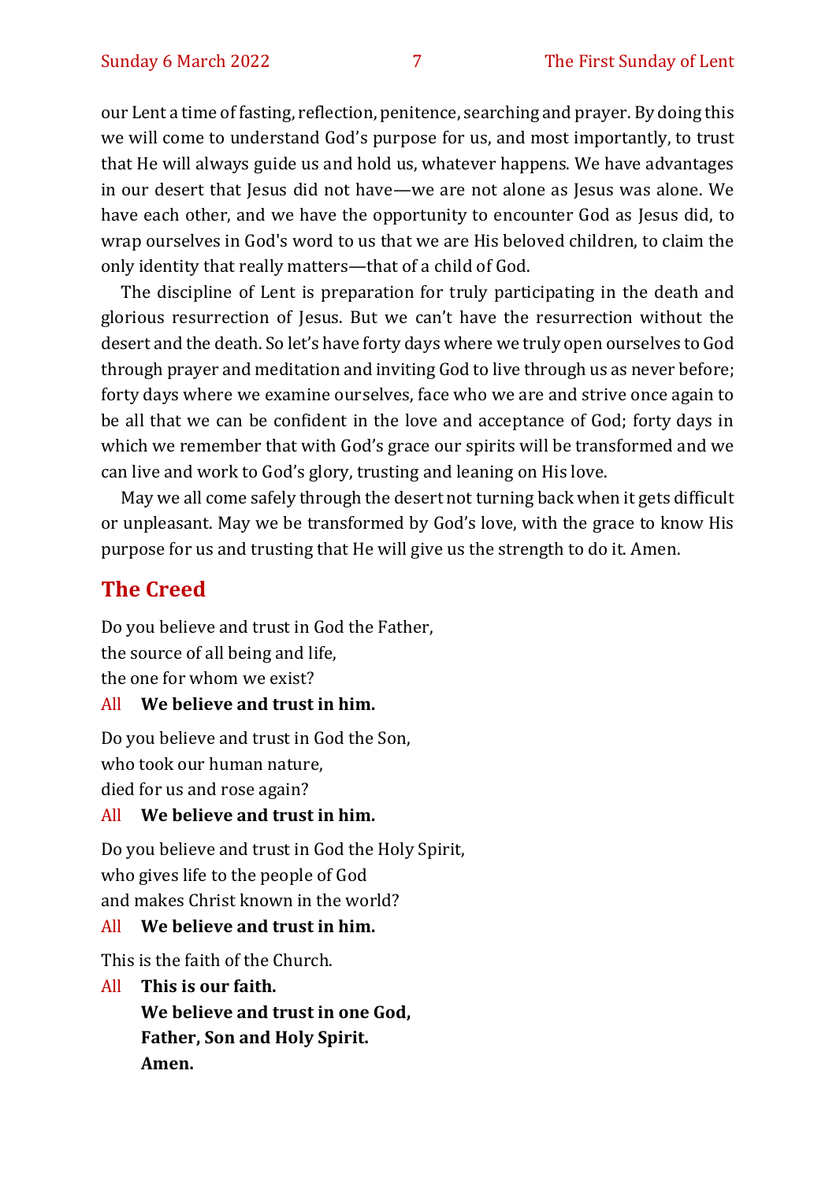our Lent a time of fasting, reflection, penitence, searching and prayer. By doing this we will come to understand God's purpose for us, and most importantly, to trust that He will always guide us and hold us, whatever happens. We have advantages in our desert that Jesus did not have—we are not alone as Jesus was alone. We have each other, and we have the opportunity to encounter God as Jesus did, to wrap ourselves in God's word to us that we are His beloved children, to claim the only identity that really matters—that of a child of God.

The discipline of Lent is preparation for truly participating in the death and glorious resurrection of Jesus. But we can't have the resurrection without the desert and the death. So let's have forty days where we truly open ourselves to God through prayer and meditation and inviting God to live through us as never before; forty days where we examine ourselves, face who we are and strive once again to be all that we can be confident in the love and acceptance of God; forty days in which we remember that with God's grace our spirits will be transformed and we can live and work to God's glory, trusting and leaning on His love.

May we all come safely through the desert not turning back when it gets difficult or unpleasant. May we be transformed by God's love, with the grace to know His purpose for us and trusting that He will give us the strength to do it. Amen.

## The Creed

Do you believe and trust in God the Father,
the source of all being and life,
the one for whom we exist?

All **We believe and trust in him.**

Do you believe and trust in God the Son,
who took our human nature,
died for us and rose again?

All **We believe and trust in him.**

Do you believe and trust in God the Holy Spirit,
who gives life to the people of God
and makes Christ known in the world?

All **We believe and trust in him.**

This is the faith of the Church.

All **This is our faith.**
**We believe and trust in one God,**
**Father, Son and Holy Spirit.**
**Amen.**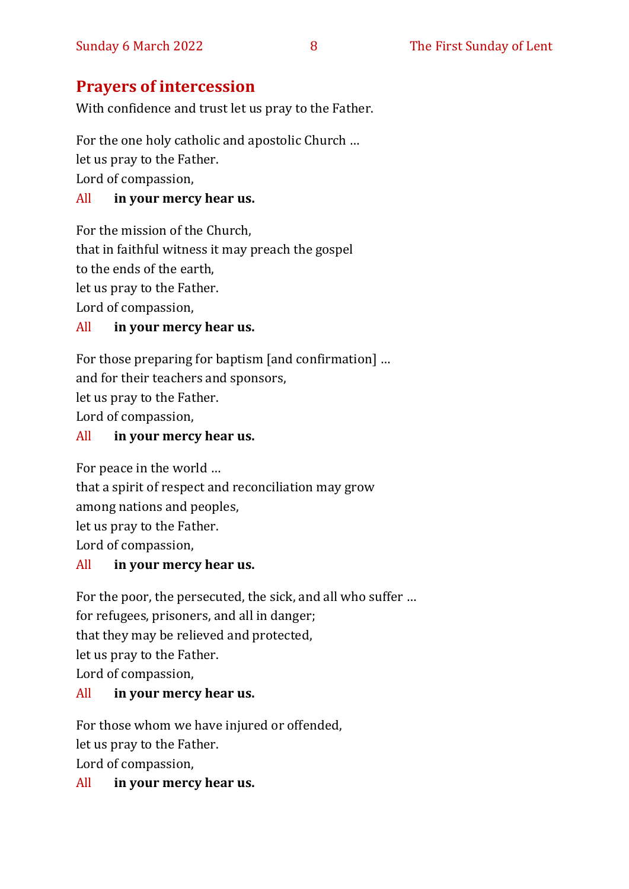## Prayers of intercession

With confidence and trust let us pray to the Father.

For the one holy catholic and apostolic Church …
let us pray to the Father.
Lord of compassion,

All **in your mercy hear us.**

For the mission of the Church,
that in faithful witness it may preach the gospel
to the ends of the earth,
let us pray to the Father.
Lord of compassion,

All **in your mercy hear us.**

For those preparing for baptism [and confirmation] …
and for their teachers and sponsors,
let us pray to the Father.
Lord of compassion,

All **in your mercy hear us.**

For peace in the world …
that a spirit of respect and reconciliation may grow
among nations and peoples,
let us pray to the Father.
Lord of compassion,

All **in your mercy hear us.**

For the poor, the persecuted, the sick, and all who suffer …
for refugees, prisoners, and all in danger;
that they may be relieved and protected,
let us pray to the Father.
Lord of compassion,

All **in your mercy hear us.**

For those whom we have injured or offended,
let us pray to the Father.
Lord of compassion,

All **in your mercy hear us.**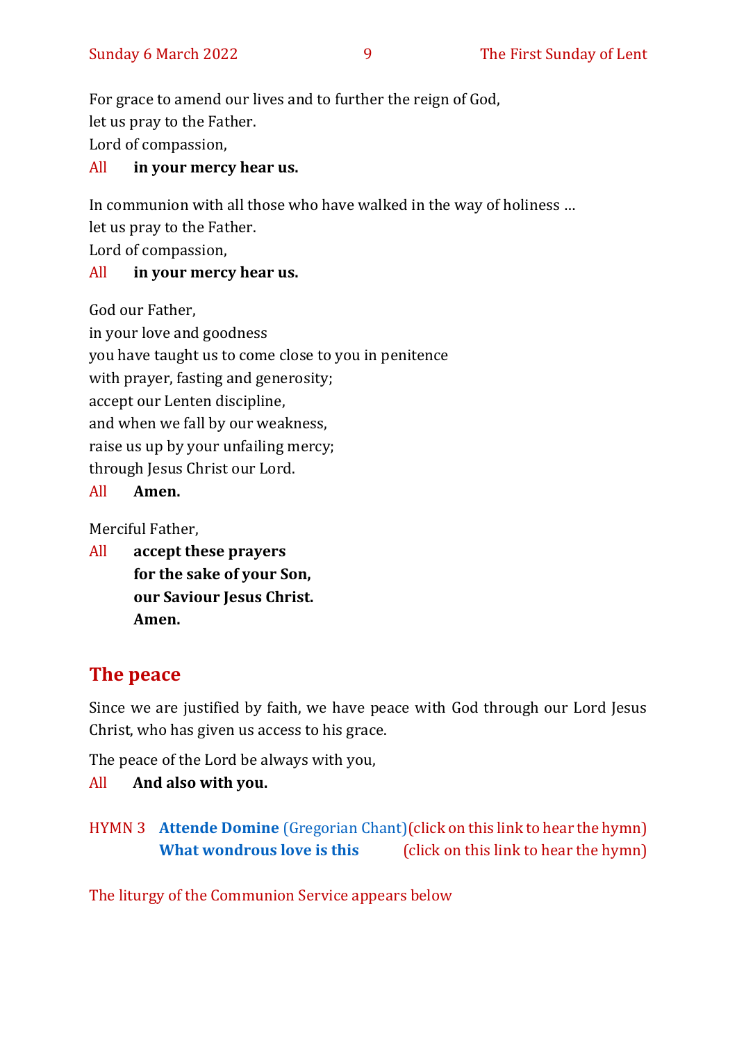For grace to amend our lives and to further the reign of God,
let us pray to the Father.
Lord of compassion,

All **in your mercy hear us.**

In communion with all those who have walked in the way of holiness …
let us pray to the Father.
Lord of compassion,

All **in your mercy hear us.**

God our Father,
in your love and goodness
you have taught us to come close to you in penitence
with prayer, fasting and generosity;
accept our Lenten discipline,
and when we fall by our weakness,
raise us up by your unfailing mercy;
through Jesus Christ our Lord.

All **Amen.**

Merciful Father,

All **accept these prayers**
**for the sake of your Son,**
**our Saviour Jesus Christ.**
**Amen.**

## The peace

Since we are justified by faith, we have peace with God through our Lord Jesus Christ, who has given us access to his grace.

The peace of the Lord be always with you,

All **And also with you.**

HYMN 3 **Attende Domine** (Gregorian Chant) (click on this link to hear the hymn)
**What wondrous love is this** (click on this link to hear the hymn)

The liturgy of the Communion Service appears below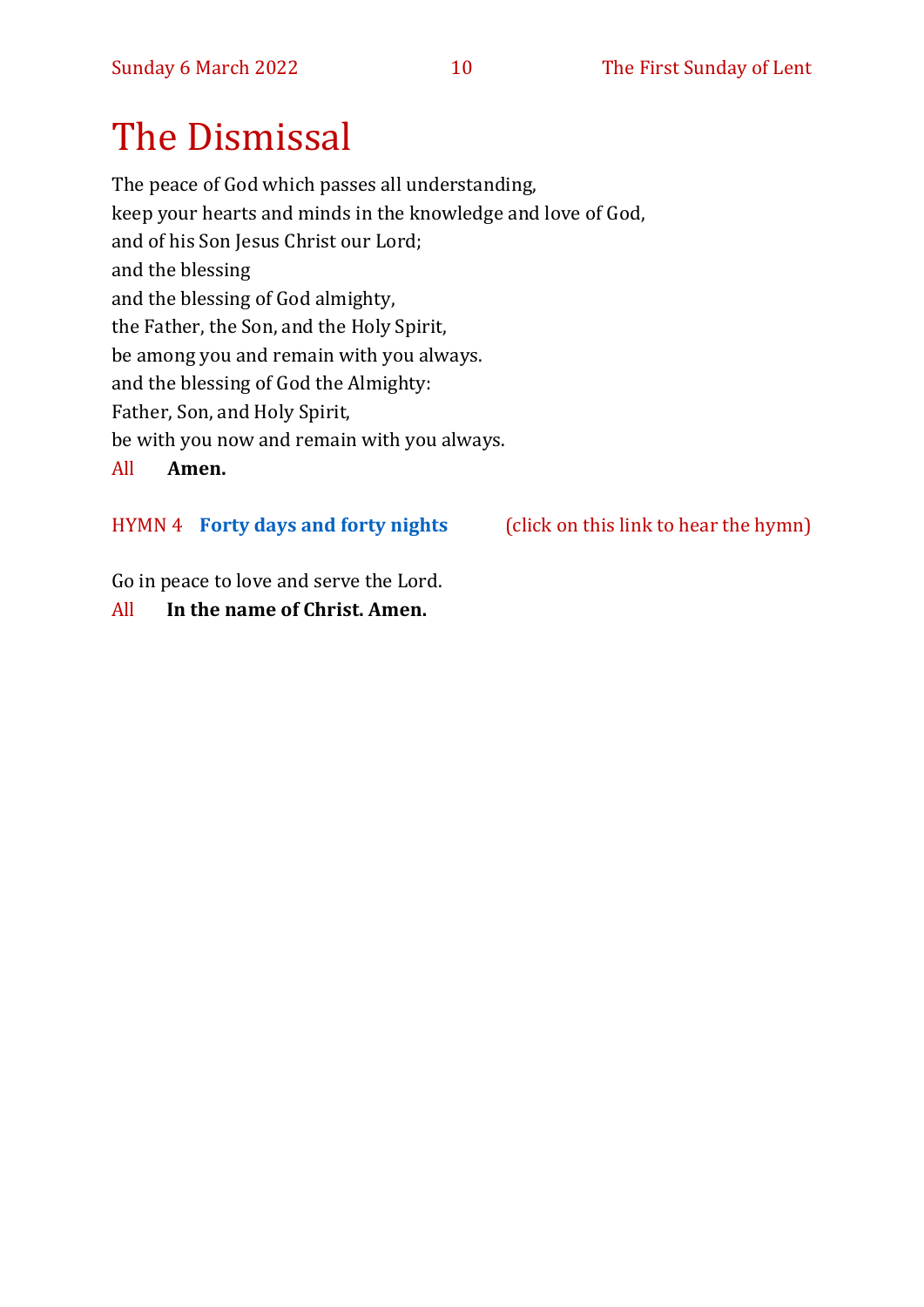# The Dismissal

The peace of God which passes all understanding,
keep your hearts and minds in the knowledge and love of God,
and of his Son Jesus Christ our Lord;
and the blessing
and the blessing of God almighty,
the Father, the Son, and the Holy Spirit,
be among you and remain with you always.
and the blessing of God the Almighty:
Father, Son, and Holy Spirit,
be with you now and remain with you always.

All **Amen.**

HYMN 4 **Forty days and forty nights** (click on this link to hear the hymn)

Go in peace to love and serve the Lord.

All **In the name of Christ. Amen.**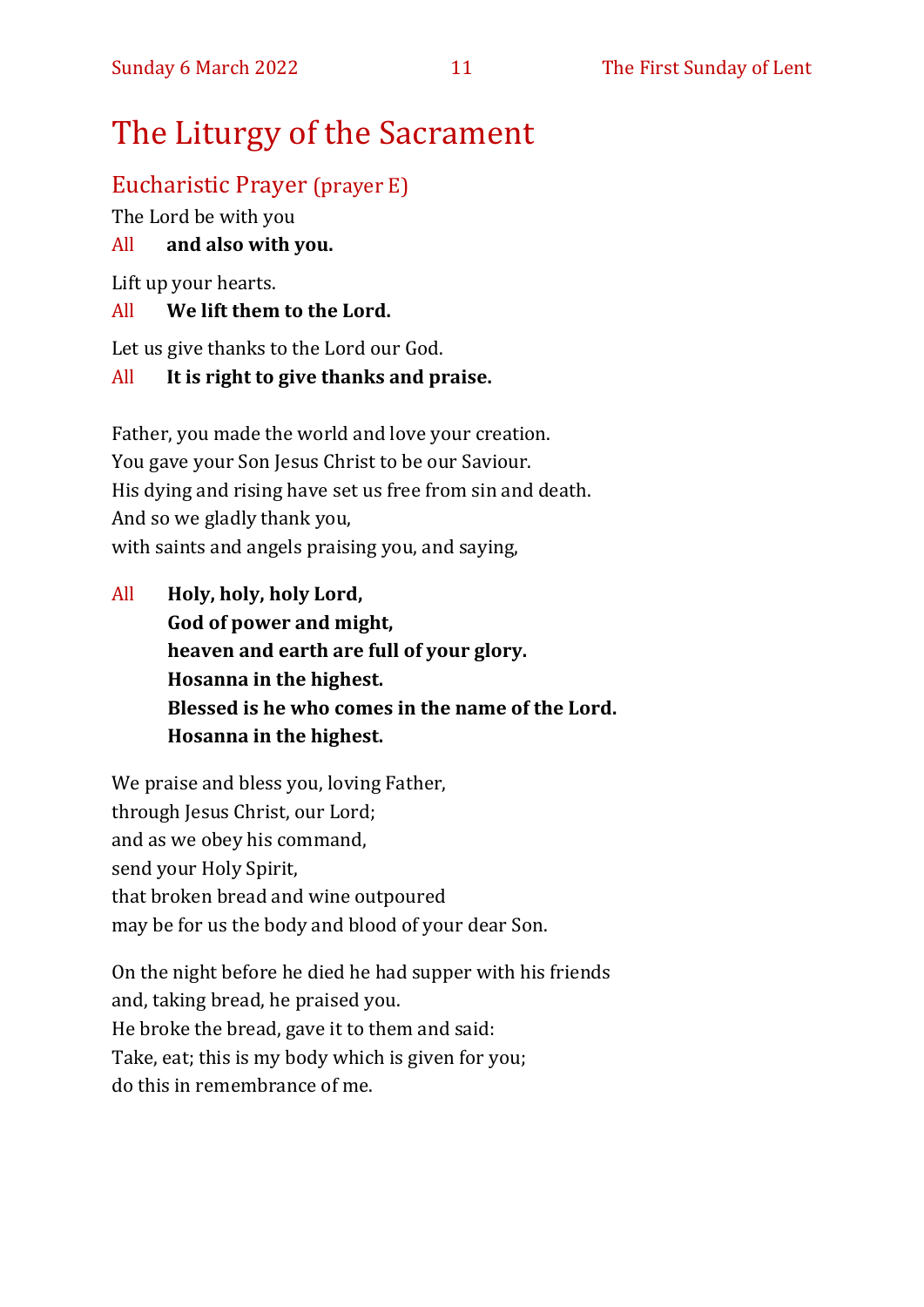# The Liturgy of the Sacrament

## Eucharistic Prayer (prayer E)

The Lord be with you

All **and also with you.**

Lift up your hearts.

All **We lift them to the Lord.**

Let us give thanks to the Lord our God.

All **It is right to give thanks and praise.**

Father, you made the world and love your creation.
You gave your Son Jesus Christ to be our Saviour.
His dying and rising have set us free from sin and death.
And so we gladly thank you,
with saints and angels praising you, and saying,

All **Holy, holy, holy Lord,**
**God of power and might,**
**heaven and earth are full of your glory.**
**Hosanna in the highest.**
**Blessed is he who comes in the name of the Lord.**
**Hosanna in the highest.**

We praise and bless you, loving Father,
through Jesus Christ, our Lord;
and as we obey his command,
send your Holy Spirit,
that broken bread and wine outpoured
may be for us the body and blood of your dear Son.

On the night before he died he had supper with his friends
and, taking bread, he praised you.
He broke the bread, gave it to them and said:
Take, eat; this is my body which is given for you;
do this in remembrance of me.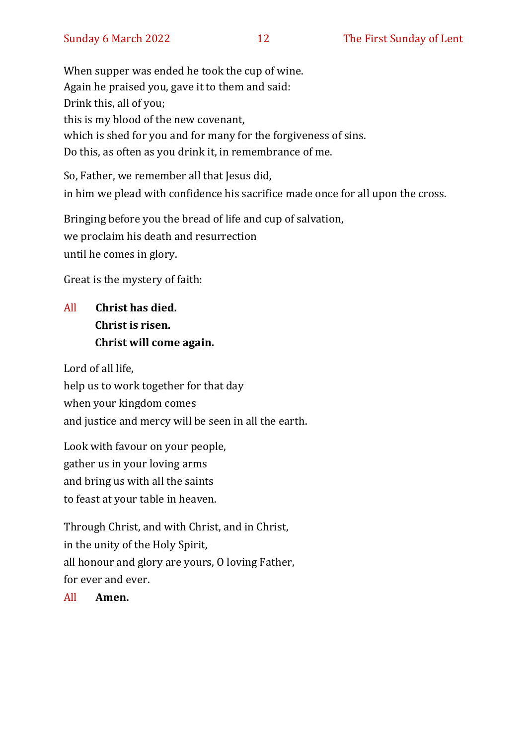When supper was ended he took the cup of wine.
Again he praised you, gave it to them and said:
Drink this, all of you;
this is my blood of the new covenant,
which is shed for you and for many for the forgiveness of sins.
Do this, as often as you drink it, in remembrance of me.

So, Father, we remember all that Jesus did,
in him we plead with confidence his sacrifice made once for all upon the cross.

Bringing before you the bread of life and cup of salvation,
we proclaim his death and resurrection
until he comes in glory.

Great is the mystery of faith:

All **Christ has died.**
**Christ is risen.**
**Christ will come again.**

Lord of all life,
help us to work together for that day
when your kingdom comes
and justice and mercy will be seen in all the earth.

Look with favour on your people,
gather us in your loving arms
and bring us with all the saints
to feast at your table in heaven.

Through Christ, and with Christ, and in Christ,
in the unity of the Holy Spirit,
all honour and glory are yours, O loving Father,
for ever and ever.

All **Amen.**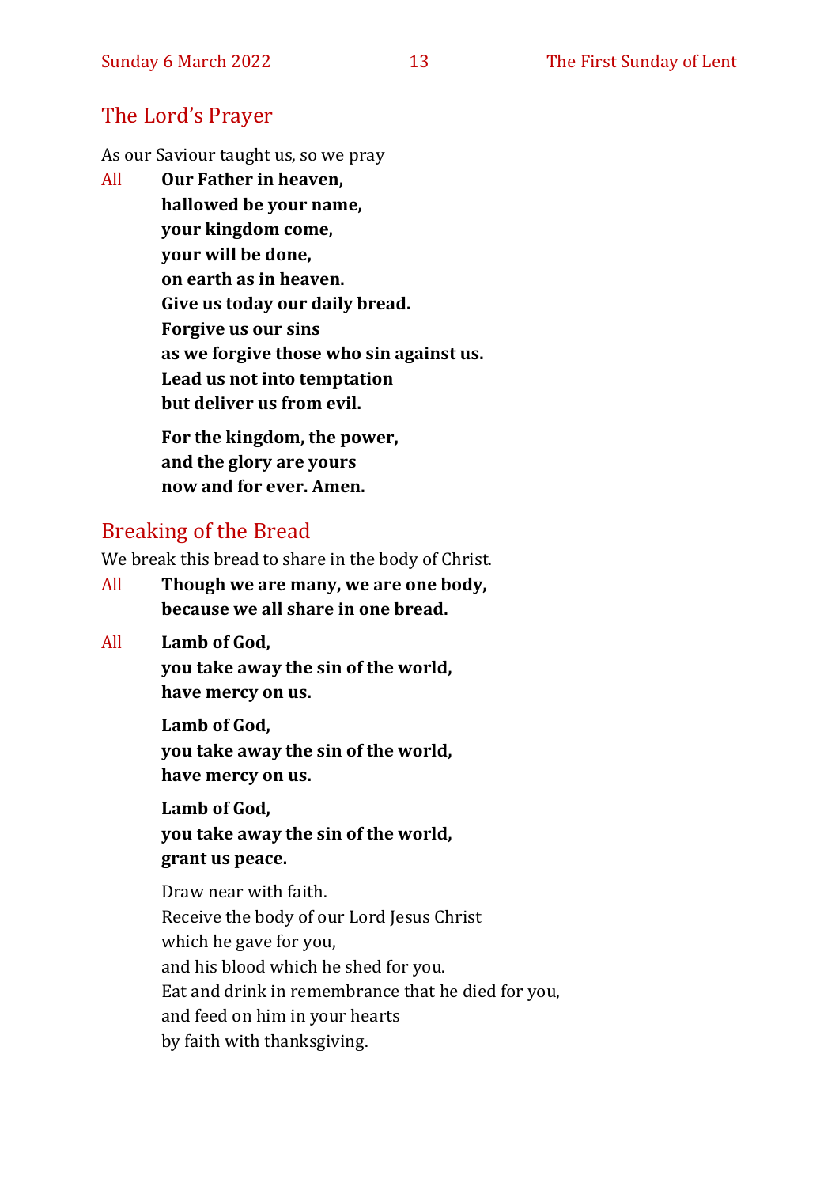## The Lord's Prayer

As our Saviour taught us, so we pray

All **Our Father in heaven,**
**hallowed be your name,**
**your kingdom come,**
**your will be done,**
**on earth as in heaven.**
**Give us today our daily bread.**
**Forgive us our sins**
**as we forgive those who sin against us.**
**Lead us not into temptation**
**but deliver us from evil.**

**For the kingdom, the power,**
**and the glory are yours**
**now and for ever. Amen.**

## Breaking of the Bread

We break this bread to share in the body of Christ.

All **Though we are many, we are one body,**
**because we all share in one bread.**

All **Lamb of God,**
**you take away the sin of the world,**
**have mercy on us.**

**Lamb of God,**
**you take away the sin of the world,**
**have mercy on us.**

**Lamb of God,**
**you take away the sin of the world,**
**grant us peace.**

Draw near with faith.
Receive the body of our Lord Jesus Christ
which he gave for you,
and his blood which he shed for you.
Eat and drink in remembrance that he died for you,
and feed on him in your hearts
by faith with thanksgiving.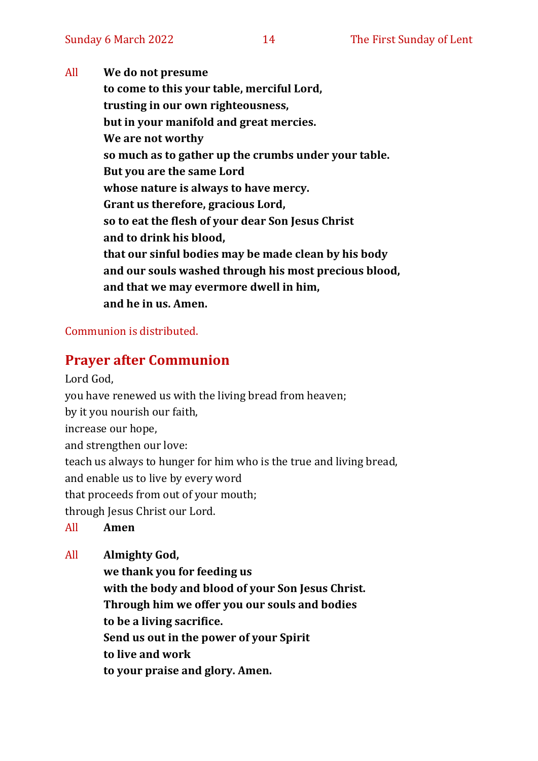All **We do not presume**
**to come to this your table, merciful Lord,**
**trusting in our own righteousness,**
**but in your manifold and great mercies.**
**We are not worthy**
**so much as to gather up the crumbs under your table.**
**But you are the same Lord**
**whose nature is always to have mercy.**
**Grant us therefore, gracious Lord,**
**so to eat the flesh of your dear Son Jesus Christ**
**and to drink his blood,**
**that our sinful bodies may be made clean by his body**
**and our souls washed through his most precious blood,**
**and that we may evermore dwell in him,**
**and he in us. Amen.**

Communion is distributed.

## Prayer after Communion

Lord God,
you have renewed us with the living bread from heaven;
by it you nourish our faith,
increase our hope,
and strengthen our love:
teach us always to hunger for him who is the true and living bread,
and enable us to live by every word
that proceeds from out of your mouth;
through Jesus Christ our Lord.

All **Amen**

All **Almighty God,**
**we thank you for feeding us**
**with the body and blood of your Son Jesus Christ.**
**Through him we offer you our souls and bodies**
**to be a living sacrifice.**
**Send us out in the power of your Spirit**
**to live and work**
**to your praise and glory. Amen.**